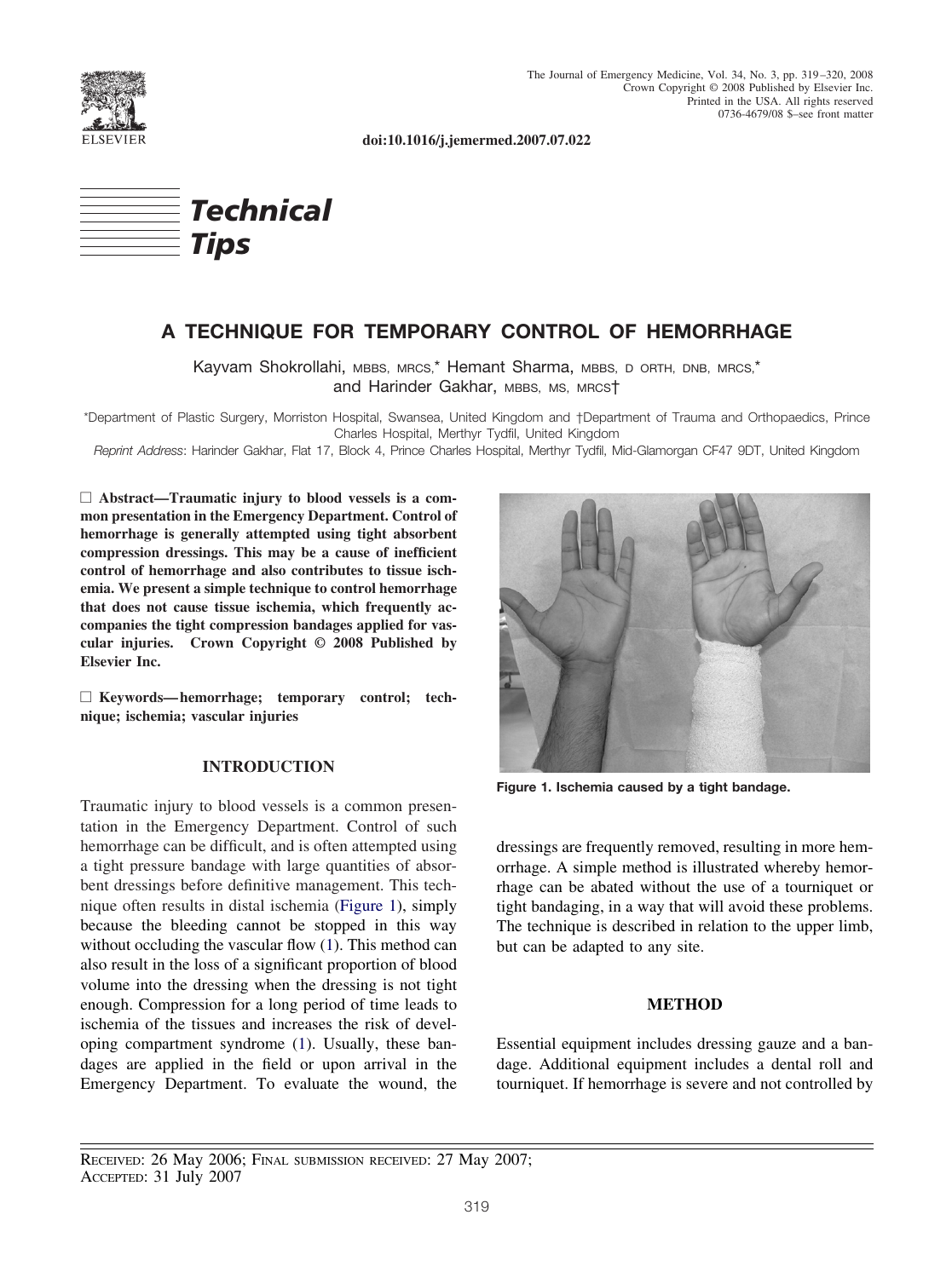doi:10.1016/j.jemermed.2007.07.022

**Technical Tips**

# A TECHNIQUE FOR TEMPORARY CONTROL OF HEMORRHAGE

Kayvam Shokrollahi, MBBS, MRCS,* Hemant Sharma, MBBS, D ORTH, DNB, MRCS,* and Harinder Gakhar, MBBS, MS, MRCS†

*Department of Plastic Surgery, Morriston Hospital, Swansea, United Kingdom and †Department of Trauma and Orthopaedics, Prince Charles Hospital, Merthyr Tydfil, United Kingdom

*Reprint Address*: Harinder Gakhar, Flat 17, Block 4, Prince Charles Hospital, Merthyr Tydfil, Mid-Glamorgan CF47 9DT, United Kingdom

**□ Abstract—Traumatic injury to blood vessels is a common presentation in the Emergency Department. Control of hemorrhage is generally attempted using tight absorbent compression dressings. This may be a cause of inefficient control of hemorrhage and also contributes to tissue ischemia. We present a simple technique to control hemorrhage that does not cause tissue ischemia, which frequently accompanies the tight compression bandages applied for vascular injuries. Crown Copyright © 2008 Published by Elsevier Inc.**

**□ Keywords—hemorrhage; temporary control; technique; ischemia; vascular injuries**

## INTRODUCTION

Traumatic injury to blood vessels is a common presentation in the Emergency Department. Control of such hemorrhage can be difficult, and is often attempted using a tight pressure bandage with large quantities of absorbent dressings before definitive management. This technique often results in distal ischemia (Figure 1), simply because the bleeding cannot be stopped in this way without occluding the vascular flow (1). This method can also result in the loss of a significant proportion of blood volume into the dressing when the dressing is not tight enough. Compression for a long period of time leads to ischemia of the tissues and increases the risk of developing compartment syndrome (1). Usually, these bandages are applied in the field or upon arrival in the Emergency Department. To evaluate the wound, the dressings are frequently removed, resulting in more hemorrhage. A simple method is illustrated whereby hemorrhage can be abated without the use of a tourniquet or tight bandaging, in a way that will avoid these problems. The technique is described in relation to the upper limb, but can be adapted to any site.

**Figure 1. Ischemia caused by a tight bandage.**

## METHOD

Essential equipment includes dressing gauze and a bandage. Additional equipment includes a dental roll and tourniquet. If hemorrhage is severe and not controlled by

RECEIVED: 26 May 2006; FINAL SUBMISSION RECEIVED: 27 May 2007;
ACCEPTED: 31 July 2007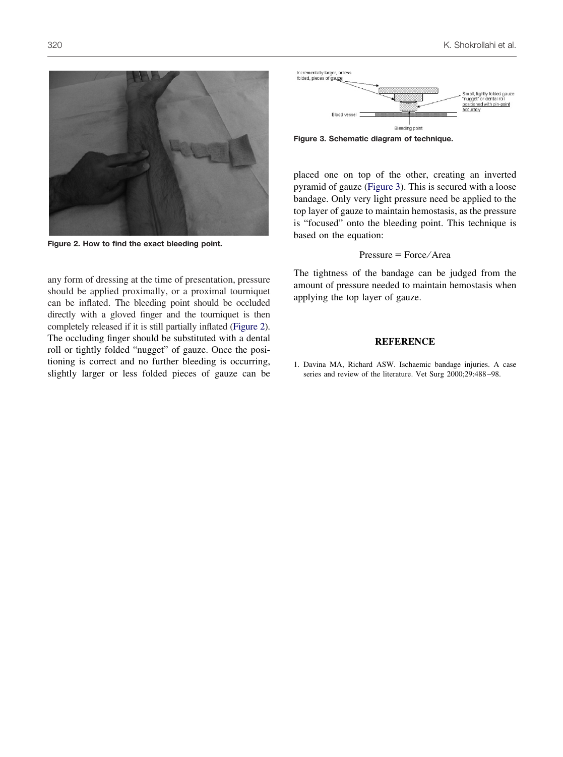Figure 2. How to find the exact bleeding point.

any form of dressing at the time of presentation, pressure should be applied proximally, or a proximal tourniquet can be inflated. The bleeding point should be occluded directly with a gloved finger and the tourniquet is then completely released if it is still partially inflated (Figure 2). The occluding finger should be substituted with a dental roll or tightly folded "nugget" of gauze. Once the positioning is correct and no further bleeding is occurring, slightly larger or less folded pieces of gauze can be placed one on top of the other, creating an inverted pyramid of gauze (Figure 3). This is secured with a loose bandage. Only very light pressure need be applied to the top layer of gauze to maintain hemostasis, as the pressure is "focused" onto the bleeding point. This technique is based on the equation:

$$\text{Pressure} = \text{Force}/\text{Area}$$

The tightness of the bandage can be judged from the amount of pressure needed to maintain hemostasis when applying the top layer of gauze.

Incrementally larger, or less folded, pieces of gauze

Small, tightly folded gauze "nugget" or dental roll positioned with pin-point accuracy

Blood vessel

Bleeding point

Figure 3. Schematic diagram of technique.

## REFERENCE

1. Davina MA, Richard ASW. Ischaemic bandage injuries. A case series and review of the literature. Vet Surg 2000;29:488–98.